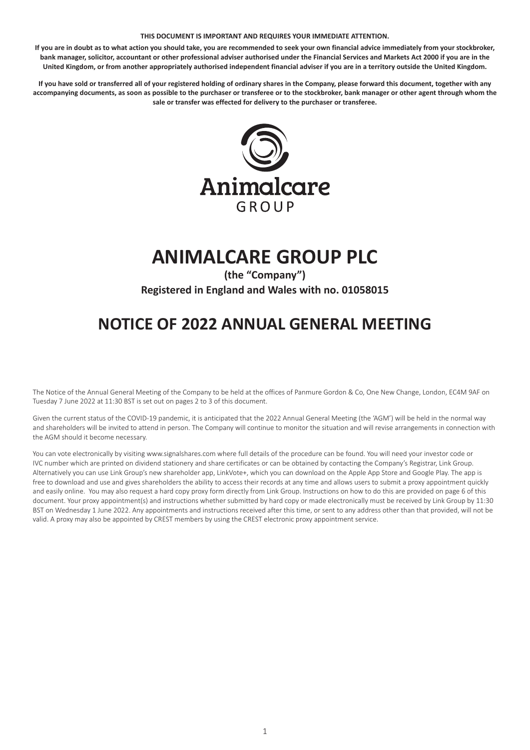**THIS DOCUMENT IS IMPORTANT AND REQUIRES YOUR IMMEDIATE ATTENTION.**

**If you are in doubt as to what action you should take, you are recommended to seek your own financial advice immediately from your stockbroker, bank manager, solicitor, accountant or other professional adviser authorised under the Financial Services and Markets Act 2000 if you are in the United Kingdom, or from another appropriately authorised independent financial adviser if you are in a territory outside the United Kingdom.**

**If you have sold or transferred all of your registered holding of ordinary shares in the Company, please forward this document, together with any accompanying documents, as soon as possible to the purchaser or transferee or to the stockbroker, bank manager or other agent through whom the sale or transfer was effected for delivery to the purchaser or transferee.**

Animalcare
GROUP

# ANIMALCARE GROUP PLC

**(the "Company")**

**Registered in England and Wales with no. 01058015**

# NOTICE OF 2022 ANNUAL GENERAL MEETING

The Notice of the Annual General Meeting of the Company to be held at the offices of Panmure Gordon & Co, One New Change, London, EC4M 9AF on Tuesday 7 June 2022 at 11:30 BST is set out on pages 2 to 3 of this document.

Given the current status of the COVID-19 pandemic, it is anticipated that the 2022 Annual General Meeting (the 'AGM') will be held in the normal way and shareholders will be invited to attend in person. The Company will continue to monitor the situation and will revise arrangements in connection with the AGM should it become necessary.

You can vote electronically by visiting www.signalshares.com where full details of the procedure can be found. You will need your investor code or IVC number which are printed on dividend stationery and share certificates or can be obtained by contacting the Company's Registrar, Link Group. Alternatively you can use Link Group's new shareholder app, LinkVote+, which you can download on the Apple App Store and Google Play. The app is free to download and use and gives shareholders the ability to access their records at any time and allows users to submit a proxy appointment quickly and easily online. You may also request a hard copy proxy form directly from Link Group. Instructions on how to do this are provided on page 6 of this document. Your proxy appointment(s) and instructions whether submitted by hard copy or made electronically must be received by Link Group by 11:30 BST on Wednesday 1 June 2022. Any appointments and instructions received after this time, or sent to any address other than that provided, will not be valid. A proxy may also be appointed by CREST members by using the CREST electronic proxy appointment service.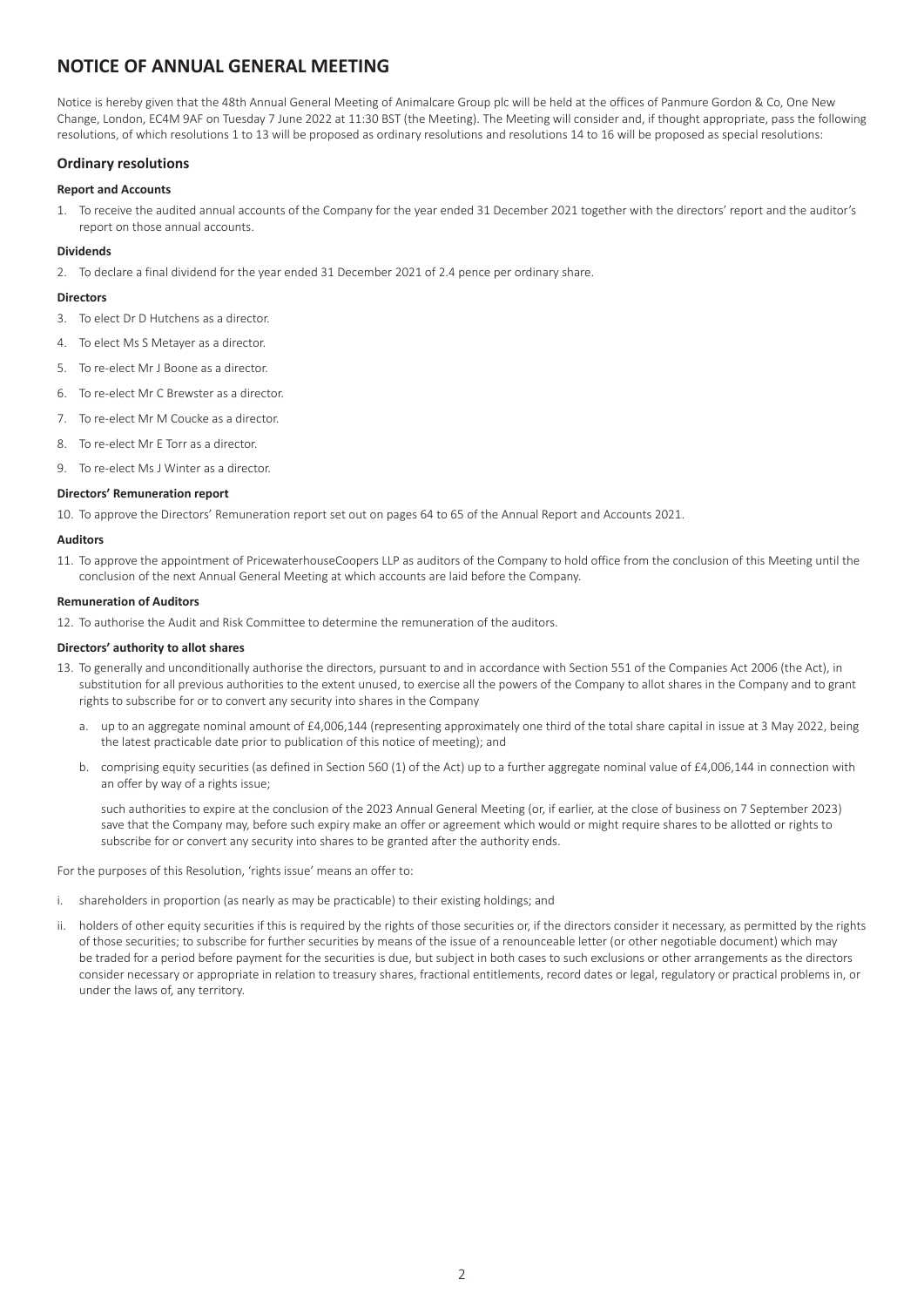# NOTICE OF ANNUAL GENERAL MEETING

Notice is hereby given that the 48th Annual General Meeting of Animalcare Group plc will be held at the offices of Panmure Gordon & Co, One New Change, London, EC4M 9AF on Tuesday 7 June 2022 at 11:30 BST (the Meeting). The Meeting will consider and, if thought appropriate, pass the following resolutions, of which resolutions 1 to 13 will be proposed as ordinary resolutions and resolutions 14 to 16 will be proposed as special resolutions:

## Ordinary resolutions

### Report and Accounts

1. To receive the audited annual accounts of the Company for the year ended 31 December 2021 together with the directors' report and the auditor's report on those annual accounts.

### Dividends

2. To declare a final dividend for the year ended 31 December 2021 of 2.4 pence per ordinary share.

### Directors

3. To elect Dr D Hutchens as a director.
4. To elect Ms S Metayer as a director.
5. To re-elect Mr J Boone as a director.
6. To re-elect Mr C Brewster as a director.
7. To re-elect Mr M Coucke as a director.
8. To re-elect Mr E Torr as a director.
9. To re-elect Ms J Winter as a director.

### Directors' Remuneration report

10. To approve the Directors' Remuneration report set out on pages 64 to 65 of the Annual Report and Accounts 2021.

### Auditors

11. To approve the appointment of PricewaterhouseCoopers LLP as auditors of the Company to hold office from the conclusion of this Meeting until the conclusion of the next Annual General Meeting at which accounts are laid before the Company.

### Remuneration of Auditors

12. To authorise the Audit and Risk Committee to determine the remuneration of the auditors.

### Directors' authority to allot shares

13. To generally and unconditionally authorise the directors, pursuant to and in accordance with Section 551 of the Companies Act 2006 (the Act), in substitution for all previous authorities to the extent unused, to exercise all the powers of the Company to allot shares in the Company and to grant rights to subscribe for or to convert any security into shares in the Company

    a. up to an aggregate nominal amount of £4,006,144 (representing approximately one third of the total share capital in issue at 3 May 2022, being the latest practicable date prior to publication of this notice of meeting); and

    b. comprising equity securities (as defined in Section 560 (1) of the Act) up to a further aggregate nominal value of £4,006,144 in connection with an offer by way of a rights issue;

    such authorities to expire at the conclusion of the 2023 Annual General Meeting (or, if earlier, at the close of business on 7 September 2023) save that the Company may, before such expiry make an offer or agreement which would or might require shares to be allotted or rights to subscribe for or convert any security into shares to be granted after the authority ends.

For the purposes of this Resolution, 'rights issue' means an offer to:

i. shareholders in proportion (as nearly as may be practicable) to their existing holdings; and

ii. holders of other equity securities if this is required by the rights of those securities or, if the directors consider it necessary, as permitted by the rights of those securities; to subscribe for further securities by means of the issue of a renounceable letter (or other negotiable document) which may be traded for a period before payment for the securities is due, but subject in both cases to such exclusions or other arrangements as the directors consider necessary or appropriate in relation to treasury shares, fractional entitlements, record dates or legal, regulatory or practical problems in, or under the laws of, any territory.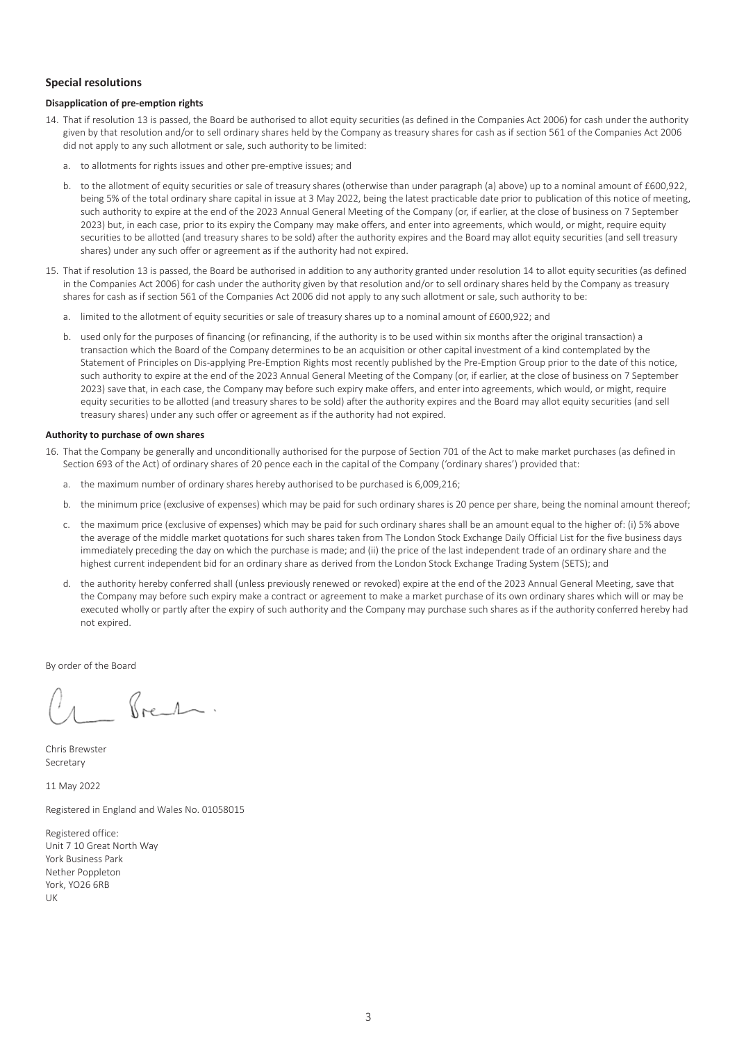## Special resolutions

**Disapplication of pre-emption rights**

14. That if resolution 13 is passed, the Board be authorised to allot equity securities (as defined in the Companies Act 2006) for cash under the authority given by that resolution and/or to sell ordinary shares held by the Company as treasury shares for cash as if section 561 of the Companies Act 2006 did not apply to any such allotment or sale, such authority to be limited:

    a. to allotments for rights issues and other pre-emptive issues; and

    b. to the allotment of equity securities or sale of treasury shares (otherwise than under paragraph (a) above) up to a nominal amount of £600,922, being 5% of the total ordinary share capital in issue at 3 May 2022, being the latest practicable date prior to publication of this notice of meeting, such authority to expire at the end of the 2023 Annual General Meeting of the Company (or, if earlier, at the close of business on 7 September 2023) but, in each case, prior to its expiry the Company may make offers, and enter into agreements, which would, or might, require equity securities to be allotted (and treasury shares to be sold) after the authority expires and the Board may allot equity securities (and sell treasury shares) under any such offer or agreement as if the authority had not expired.

15. That if resolution 13 is passed, the Board be authorised in addition to any authority granted under resolution 14 to allot equity securities (as defined in the Companies Act 2006) for cash under the authority given by that resolution and/or to sell ordinary shares held by the Company as treasury shares for cash as if section 561 of the Companies Act 2006 did not apply to any such allotment or sale, such authority to be:

    a. limited to the allotment of equity securities or sale of treasury shares up to a nominal amount of £600,922; and

    b. used only for the purposes of financing (or refinancing, if the authority is to be used within six months after the original transaction) a transaction which the Board of the Company determines to be an acquisition or other capital investment of a kind contemplated by the Statement of Principles on Dis-applying Pre-Emption Rights most recently published by the Pre-Emption Group prior to the date of this notice, such authority to expire at the end of the 2023 Annual General Meeting of the Company (or, if earlier, at the close of business on 7 September 2023) save that, in each case, the Company may before such expiry make offers, and enter into agreements, which would, or might, require equity securities to be allotted (and treasury shares to be sold) after the authority expires and the Board may allot equity securities (and sell treasury shares) under any such offer or agreement as if the authority had not expired.

**Authority to purchase of own shares**

16. That the Company be generally and unconditionally authorised for the purpose of Section 701 of the Act to make market purchases (as defined in Section 693 of the Act) of ordinary shares of 20 pence each in the capital of the Company ('ordinary shares') provided that:

    a. the maximum number of ordinary shares hereby authorised to be purchased is 6,009,216;

    b. the minimum price (exclusive of expenses) which may be paid for such ordinary shares is 20 pence per share, being the nominal amount thereof;

    c. the maximum price (exclusive of expenses) which may be paid for such ordinary shares shall be an amount equal to the higher of: (i) 5% above the average of the middle market quotations for such shares taken from The London Stock Exchange Daily Official List for the five business days immediately preceding the day on which the purchase is made; and (ii) the price of the last independent trade of an ordinary share and the highest current independent bid for an ordinary share as derived from the London Stock Exchange Trading System (SETS); and

    d. the authority hereby conferred shall (unless previously renewed or revoked) expire at the end of the 2023 Annual General Meeting, save that the Company may before such expiry make a contract or agreement to make a market purchase of its own ordinary shares which will or may be executed wholly or partly after the expiry of such authority and the Company may purchase such shares as if the authority conferred hereby had not expired.

By order of the Board

Chris Brewster
Secretary

11 May 2022

Registered in England and Wales No. 01058015

Registered office:
Unit 7 10 Great North Way
York Business Park
Nether Poppleton
York, YO26 6RB
UK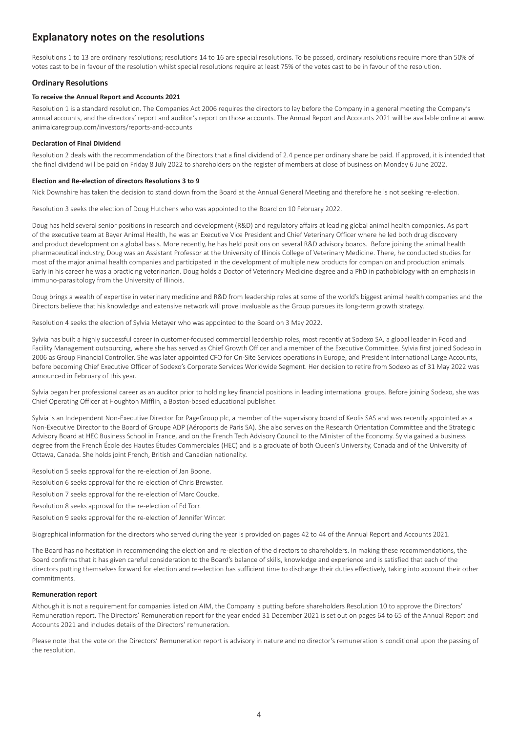# Explanatory notes on the resolutions

Resolutions 1 to 13 are ordinary resolutions; resolutions 14 to 16 are special resolutions. To be passed, ordinary resolutions require more than 50% of votes cast to be in favour of the resolution whilst special resolutions require at least 75% of the votes cast to be in favour of the resolution.

## Ordinary Resolutions

#### To receive the Annual Report and Accounts 2021

Resolution 1 is a standard resolution. The Companies Act 2006 requires the directors to lay before the Company in a general meeting the Company's annual accounts, and the directors' report and auditor's report on those accounts. The Annual Report and Accounts 2021 will be available online at www.animalcaregroup.com/investors/reports-and-accounts

#### Declaration of Final Dividend

Resolution 2 deals with the recommendation of the Directors that a final dividend of 2.4 pence per ordinary share be paid. If approved, it is intended that the final dividend will be paid on Friday 8 July 2022 to shareholders on the register of members at close of business on Monday 6 June 2022.

#### Election and Re-election of directors Resolutions 3 to 9

Nick Downshire has taken the decision to stand down from the Board at the Annual General Meeting and therefore he is not seeking re-election.

Resolution 3 seeks the election of Doug Hutchens who was appointed to the Board on 10 February 2022.

Doug has held several senior positions in research and development (R&D) and regulatory affairs at leading global animal health companies. As part of the executive team at Bayer Animal Health, he was an Executive Vice President and Chief Veterinary Officer where he led both drug discovery and product development on a global basis. More recently, he has held positions on several R&D advisory boards. Before joining the animal health pharmaceutical industry, Doug was an Assistant Professor at the University of Illinois College of Veterinary Medicine. There, he conducted studies for most of the major animal health companies and participated in the development of multiple new products for companion and production animals. Early in his career he was a practicing veterinarian. Doug holds a Doctor of Veterinary Medicine degree and a PhD in pathobiology with an emphasis in immuno-parasitology from the University of Illinois.

Doug brings a wealth of expertise in veterinary medicine and R&D from leadership roles at some of the world's biggest animal health companies and the Directors believe that his knowledge and extensive network will prove invaluable as the Group pursues its long-term growth strategy.

Resolution 4 seeks the election of Sylvia Metayer who was appointed to the Board on 3 May 2022.

Sylvia has built a highly successful career in customer-focused commercial leadership roles, most recently at Sodexo SA, a global leader in Food and Facility Management outsourcing, where she has served as Chief Growth Officer and a member of the Executive Committee. Sylvia first joined Sodexo in 2006 as Group Financial Controller. She was later appointed CFO for On-Site Services operations in Europe, and President International Large Accounts, before becoming Chief Executive Officer of Sodexo's Corporate Services Worldwide Segment. Her decision to retire from Sodexo as of 31 May 2022 was announced in February of this year.

Sylvia began her professional career as an auditor prior to holding key financial positions in leading international groups. Before joining Sodexo, she was Chief Operating Officer at Houghton Mifflin, a Boston-based educational publisher.

Sylvia is an Independent Non-Executive Director for PageGroup plc, a member of the supervisory board of Keolis SAS and was recently appointed as a Non-Executive Director to the Board of Groupe ADP (Aéroports de Paris SA). She also serves on the Research Orientation Committee and the Strategic Advisory Board at HEC Business School in France, and on the French Tech Advisory Council to the Minister of the Economy. Sylvia gained a business degree from the French École des Hautes Études Commerciales (HEC) and is a graduate of both Queen's University, Canada and of the University of Ottawa, Canada. She holds joint French, British and Canadian nationality.

Resolution 5 seeks approval for the re-election of Jan Boone.

Resolution 6 seeks approval for the re-election of Chris Brewster.

Resolution 7 seeks approval for the re-election of Marc Coucke.

Resolution 8 seeks approval for the re-election of Ed Torr.

Resolution 9 seeks approval for the re-election of Jennifer Winter.

Biographical information for the directors who served during the year is provided on pages 42 to 44 of the Annual Report and Accounts 2021.

The Board has no hesitation in recommending the election and re-election of the directors to shareholders. In making these recommendations, the Board confirms that it has given careful consideration to the Board's balance of skills, knowledge and experience and is satisfied that each of the directors putting themselves forward for election and re-election has sufficient time to discharge their duties effectively, taking into account their other commitments.

#### Remuneration report

Although it is not a requirement for companies listed on AIM, the Company is putting before shareholders Resolution 10 to approve the Directors' Remuneration report. The Directors' Remuneration report for the year ended 31 December 2021 is set out on pages 64 to 65 of the Annual Report and Accounts 2021 and includes details of the Directors' remuneration.

Please note that the vote on the Directors' Remuneration report is advisory in nature and no director's remuneration is conditional upon the passing of the resolution.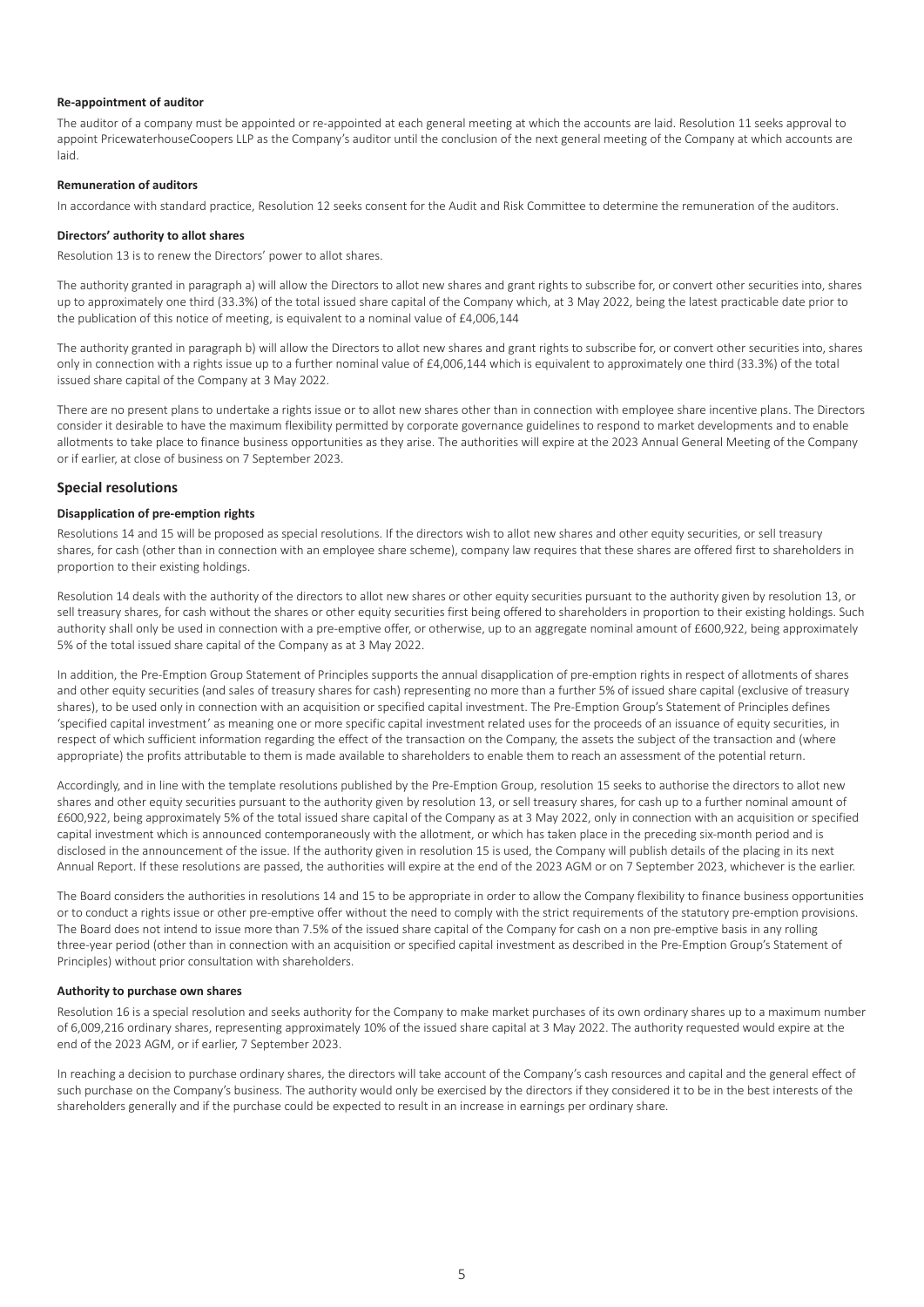**Re-appointment of auditor**

The auditor of a company must be appointed or re-appointed at each general meeting at which the accounts are laid. Resolution 11 seeks approval to appoint PricewaterhouseCoopers LLP as the Company's auditor until the conclusion of the next general meeting of the Company at which accounts are laid.

**Remuneration of auditors**

In accordance with standard practice, Resolution 12 seeks consent for the Audit and Risk Committee to determine the remuneration of the auditors.

**Directors' authority to allot shares**

Resolution 13 is to renew the Directors' power to allot shares.

The authority granted in paragraph a) will allow the Directors to allot new shares and grant rights to subscribe for, or convert other securities into, shares up to approximately one third (33.3%) of the total issued share capital of the Company which, at 3 May 2022, being the latest practicable date prior to the publication of this notice of meeting, is equivalent to a nominal value of £4,006,144

The authority granted in paragraph b) will allow the Directors to allot new shares and grant rights to subscribe for, or convert other securities into, shares only in connection with a rights issue up to a further nominal value of £4,006,144 which is equivalent to approximately one third (33.3%) of the total issued share capital of the Company at 3 May 2022.

There are no present plans to undertake a rights issue or to allot new shares other than in connection with employee share incentive plans. The Directors consider it desirable to have the maximum flexibility permitted by corporate governance guidelines to respond to market developments and to enable allotments to take place to finance business opportunities as they arise. The authorities will expire at the 2023 Annual General Meeting of the Company or if earlier, at close of business on 7 September 2023.

## Special resolutions

**Disapplication of pre-emption rights**

Resolutions 14 and 15 will be proposed as special resolutions. If the directors wish to allot new shares and other equity securities, or sell treasury shares, for cash (other than in connection with an employee share scheme), company law requires that these shares are offered first to shareholders in proportion to their existing holdings.

Resolution 14 deals with the authority of the directors to allot new shares or other equity securities pursuant to the authority given by resolution 13, or sell treasury shares, for cash without the shares or other equity securities first being offered to shareholders in proportion to their existing holdings. Such authority shall only be used in connection with a pre-emptive offer, or otherwise, up to an aggregate nominal amount of £600,922, being approximately 5% of the total issued share capital of the Company as at 3 May 2022.

In addition, the Pre-Emption Group Statement of Principles supports the annual disapplication of pre-emption rights in respect of allotments of shares and other equity securities (and sales of treasury shares for cash) representing no more than a further 5% of issued share capital (exclusive of treasury shares), to be used only in connection with an acquisition or specified capital investment. The Pre-Emption Group's Statement of Principles defines 'specified capital investment' as meaning one or more specific capital investment related uses for the proceeds of an issuance of equity securities, in respect of which sufficient information regarding the effect of the transaction on the Company, the assets the subject of the transaction and (where appropriate) the profits attributable to them is made available to shareholders to enable them to reach an assessment of the potential return.

Accordingly, and in line with the template resolutions published by the Pre-Emption Group, resolution 15 seeks to authorise the directors to allot new shares and other equity securities pursuant to the authority given by resolution 13, or sell treasury shares, for cash up to a further nominal amount of £600,922, being approximately 5% of the total issued share capital of the Company as at 3 May 2022, only in connection with an acquisition or specified capital investment which is announced contemporaneously with the allotment, or which has taken place in the preceding six-month period and is disclosed in the announcement of the issue. If the authority given in resolution 15 is used, the Company will publish details of the placing in its next Annual Report. If these resolutions are passed, the authorities will expire at the end of the 2023 AGM or on 7 September 2023, whichever is the earlier.

The Board considers the authorities in resolutions 14 and 15 to be appropriate in order to allow the Company flexibility to finance business opportunities or to conduct a rights issue or other pre-emptive offer without the need to comply with the strict requirements of the statutory pre-emption provisions. The Board does not intend to issue more than 7.5% of the issued share capital of the Company for cash on a non pre-emptive basis in any rolling three-year period (other than in connection with an acquisition or specified capital investment as described in the Pre-Emption Group's Statement of Principles) without prior consultation with shareholders.

**Authority to purchase own shares**

Resolution 16 is a special resolution and seeks authority for the Company to make market purchases of its own ordinary shares up to a maximum number of 6,009,216 ordinary shares, representing approximately 10% of the issued share capital at 3 May 2022. The authority requested would expire at the end of the 2023 AGM, or if earlier, 7 September 2023.

In reaching a decision to purchase ordinary shares, the directors will take account of the Company's cash resources and capital and the general effect of such purchase on the Company's business. The authority would only be exercised by the directors if they considered it to be in the best interests of the shareholders generally and if the purchase could be expected to result in an increase in earnings per ordinary share.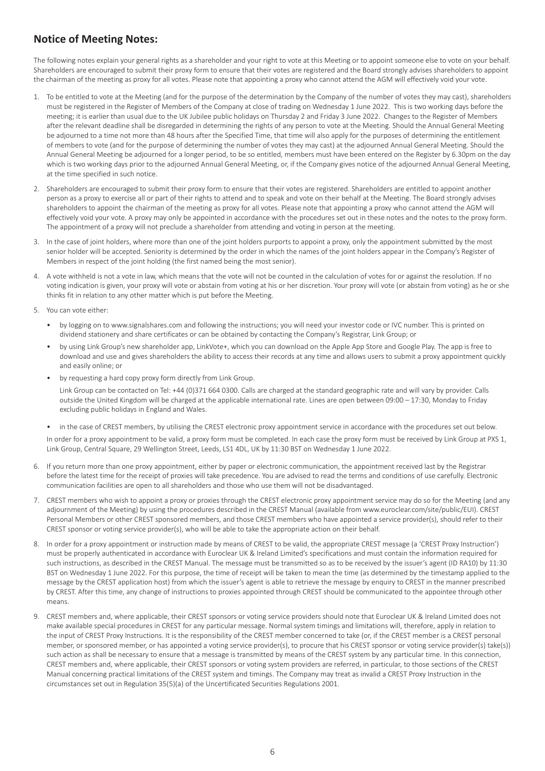## Notice of Meeting Notes:

The following notes explain your general rights as a shareholder and your right to vote at this Meeting or to appoint someone else to vote on your behalf. Shareholders are encouraged to submit their proxy form to ensure that their votes are registered and the Board strongly advises shareholders to appoint the chairman of the meeting as proxy for all votes. Please note that appointing a proxy who cannot attend the AGM will effectively void your vote.

1. To be entitled to vote at the Meeting (and for the purpose of the determination by the Company of the number of votes they may cast), shareholders must be registered in the Register of Members of the Company at close of trading on Wednesday 1 June 2022. This is two working days before the meeting; it is earlier than usual due to the UK Jubilee public holidays on Thursday 2 and Friday 3 June 2022. Changes to the Register of Members after the relevant deadline shall be disregarded in determining the rights of any person to vote at the Meeting. Should the Annual General Meeting be adjourned to a time not more than 48 hours after the Specified Time, that time will also apply for the purposes of determining the entitlement of members to vote (and for the purpose of determining the number of votes they may cast) at the adjourned Annual General Meeting. Should the Annual General Meeting be adjourned for a longer period, to be so entitled, members must have been entered on the Register by 6.30pm on the day which is two working days prior to the adjourned Annual General Meeting, or, if the Company gives notice of the adjourned Annual General Meeting, at the time specified in such notice.

2. Shareholders are encouraged to submit their proxy form to ensure that their votes are registered. Shareholders are entitled to appoint another person as a proxy to exercise all or part of their rights to attend and to speak and vote on their behalf at the Meeting. The Board strongly advises shareholders to appoint the chairman of the meeting as proxy for all votes. Please note that appointing a proxy who cannot attend the AGM will effectively void your vote. A proxy may only be appointed in accordance with the procedures set out in these notes and the notes to the proxy form. The appointment of a proxy will not preclude a shareholder from attending and voting in person at the meeting.

3. In the case of joint holders, where more than one of the joint holders purports to appoint a proxy, only the appointment submitted by the most senior holder will be accepted. Seniority is determined by the order in which the names of the joint holders appear in the Company's Register of Members in respect of the joint holding (the first named being the most senior).

4. A vote withheld is not a vote in law, which means that the vote will not be counted in the calculation of votes for or against the resolution. If no voting indication is given, your proxy will vote or abstain from voting at his or her discretion. Your proxy will vote (or abstain from voting) as he or she thinks fit in relation to any other matter which is put before the Meeting.

5. You can vote either:

   - by logging on to www.signalshares.com and following the instructions; you will need your investor code or IVC number. This is printed on dividend stationery and share certificates or can be obtained by contacting the Company's Registrar, Link Group; or
   - by using Link Group's new shareholder app, LinkVote+, which you can download on the Apple App Store and Google Play. The app is free to download and use and gives shareholders the ability to access their records at any time and allows users to submit a proxy appointment quickly and easily online; or
   - by requesting a hard copy proxy form directly from Link Group.

     Link Group can be contacted on Tel: +44 (0)371 664 0300. Calls are charged at the standard geographic rate and will vary by provider. Calls outside the United Kingdom will be charged at the applicable international rate. Lines are open between 09:00 – 17:30, Monday to Friday excluding public holidays in England and Wales.
   - in the case of CREST members, by utilising the CREST electronic proxy appointment service in accordance with the procedures set out below.

   In order for a proxy appointment to be valid, a proxy form must be completed. In each case the proxy form must be received by Link Group at PXS 1, Link Group, Central Square, 29 Wellington Street, Leeds, LS1 4DL, UK by 11:30 BST on Wednesday 1 June 2022.

6. If you return more than one proxy appointment, either by paper or electronic communication, the appointment received last by the Registrar before the latest time for the receipt of proxies will take precedence. You are advised to read the terms and conditions of use carefully. Electronic communication facilities are open to all shareholders and those who use them will not be disadvantaged.

7. CREST members who wish to appoint a proxy or proxies through the CREST electronic proxy appointment service may do so for the Meeting (and any adjournment of the Meeting) by using the procedures described in the CREST Manual (available from www.euroclear.com/site/public/EUI). CREST Personal Members or other CREST sponsored members, and those CREST members who have appointed a service provider(s), should refer to their CREST sponsor or voting service provider(s), who will be able to take the appropriate action on their behalf.

8. In order for a proxy appointment or instruction made by means of CREST to be valid, the appropriate CREST message (a 'CREST Proxy Instruction') must be properly authenticated in accordance with Euroclear UK & Ireland Limited's specifications and must contain the information required for such instructions, as described in the CREST Manual. The message must be transmitted so as to be received by the issuer's agent (ID RA10) by 11:30 BST on Wednesday 1 June 2022. For this purpose, the time of receipt will be taken to mean the time (as determined by the timestamp applied to the message by the CREST application host) from which the issuer's agent is able to retrieve the message by enquiry to CREST in the manner prescribed by CREST. After this time, any change of instructions to proxies appointed through CREST should be communicated to the appointee through other means.

9. CREST members and, where applicable, their CREST sponsors or voting service providers should note that Euroclear UK & Ireland Limited does not make available special procedures in CREST for any particular message. Normal system timings and limitations will, therefore, apply in relation to the input of CREST Proxy Instructions. It is the responsibility of the CREST member concerned to take (or, if the CREST member is a CREST personal member, or sponsored member, or has appointed a voting service provider(s), to procure that his CREST sponsor or voting service provider(s) take(s)) such action as shall be necessary to ensure that a message is transmitted by means of the CREST system by any particular time. In this connection, CREST members and, where applicable, their CREST sponsors or voting system providers are referred, in particular, to those sections of the CREST Manual concerning practical limitations of the CREST system and timings. The Company may treat as invalid a CREST Proxy Instruction in the circumstances set out in Regulation 35(5)(a) of the Uncertificated Securities Regulations 2001.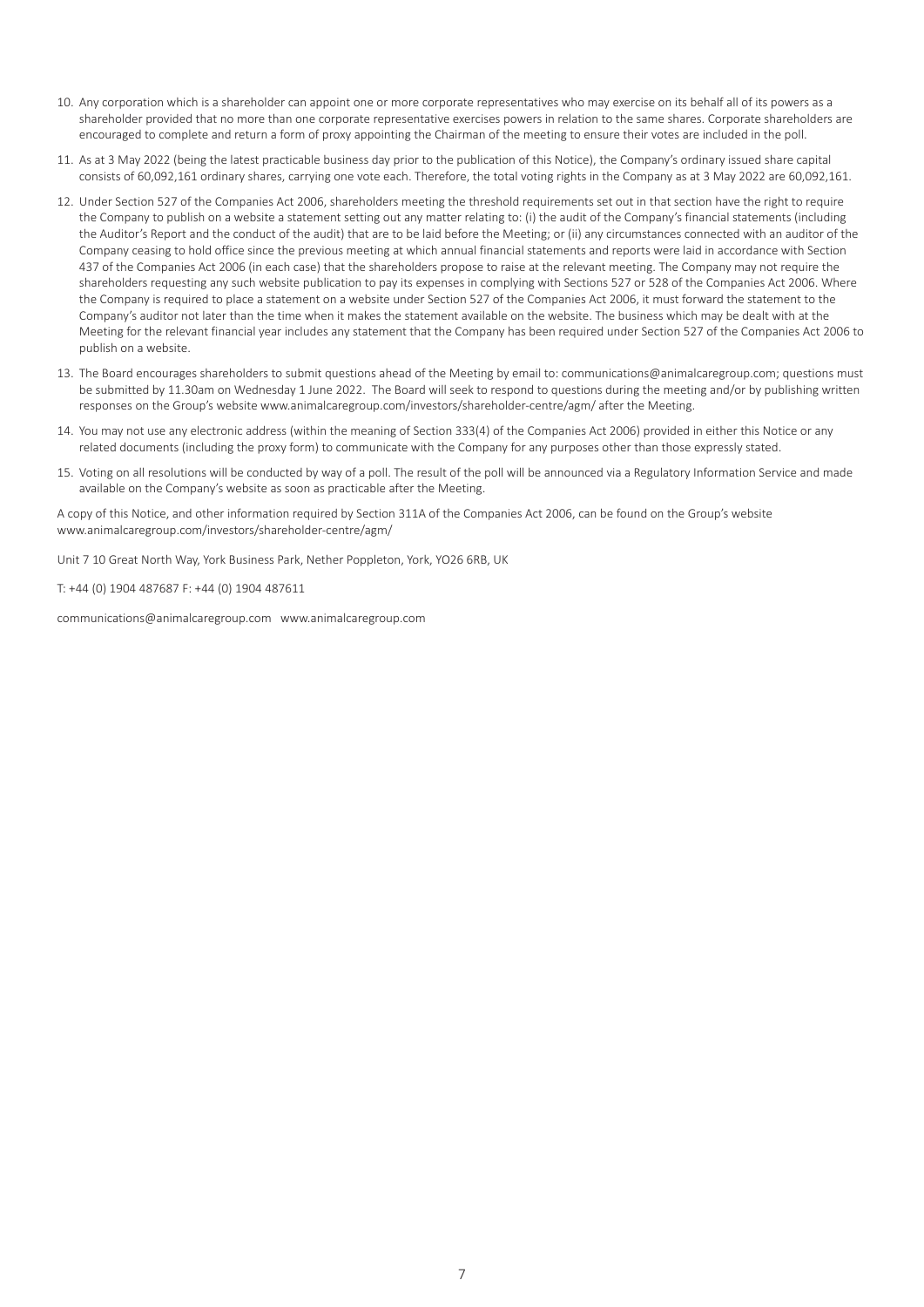10. Any corporation which is a shareholder can appoint one or more corporate representatives who may exercise on its behalf all of its powers as a shareholder provided that no more than one corporate representative exercises powers in relation to the same shares. Corporate shareholders are encouraged to complete and return a form of proxy appointing the Chairman of the meeting to ensure their votes are included in the poll.

11. As at 3 May 2022 (being the latest practicable business day prior to the publication of this Notice), the Company's ordinary issued share capital consists of 60,092,161 ordinary shares, carrying one vote each. Therefore, the total voting rights in the Company as at 3 May 2022 are 60,092,161.

12. Under Section 527 of the Companies Act 2006, shareholders meeting the threshold requirements set out in that section have the right to require the Company to publish on a website a statement setting out any matter relating to: (i) the audit of the Company's financial statements (including the Auditor's Report and the conduct of the audit) that are to be laid before the Meeting; or (ii) any circumstances connected with an auditor of the Company ceasing to hold office since the previous meeting at which annual financial statements and reports were laid in accordance with Section 437 of the Companies Act 2006 (in each case) that the shareholders propose to raise at the relevant meeting. The Company may not require the shareholders requesting any such website publication to pay its expenses in complying with Sections 527 or 528 of the Companies Act 2006. Where the Company is required to place a statement on a website under Section 527 of the Companies Act 2006, it must forward the statement to the Company's auditor not later than the time when it makes the statement available on the website. The business which may be dealt with at the Meeting for the relevant financial year includes any statement that the Company has been required under Section 527 of the Companies Act 2006 to publish on a website.

13. The Board encourages shareholders to submit questions ahead of the Meeting by email to: communications@animalcaregroup.com; questions must be submitted by 11.30am on Wednesday 1 June 2022. The Board will seek to respond to questions during the meeting and/or by publishing written responses on the Group's website www.animalcaregroup.com/investors/shareholder-centre/agm/ after the Meeting.

14. You may not use any electronic address (within the meaning of Section 333(4) of the Companies Act 2006) provided in either this Notice or any related documents (including the proxy form) to communicate with the Company for any purposes other than those expressly stated.

15. Voting on all resolutions will be conducted by way of a poll. The result of the poll will be announced via a Regulatory Information Service and made available on the Company's website as soon as practicable after the Meeting.

A copy of this Notice, and other information required by Section 311A of the Companies Act 2006, can be found on the Group's website www.animalcaregroup.com/investors/shareholder-centre/agm/

Unit 7 10 Great North Way, York Business Park, Nether Poppleton, York, YO26 6RB, UK

T: +44 (0) 1904 487687 F: +44 (0) 1904 487611

communications@animalcaregroup.com www.animalcaregroup.com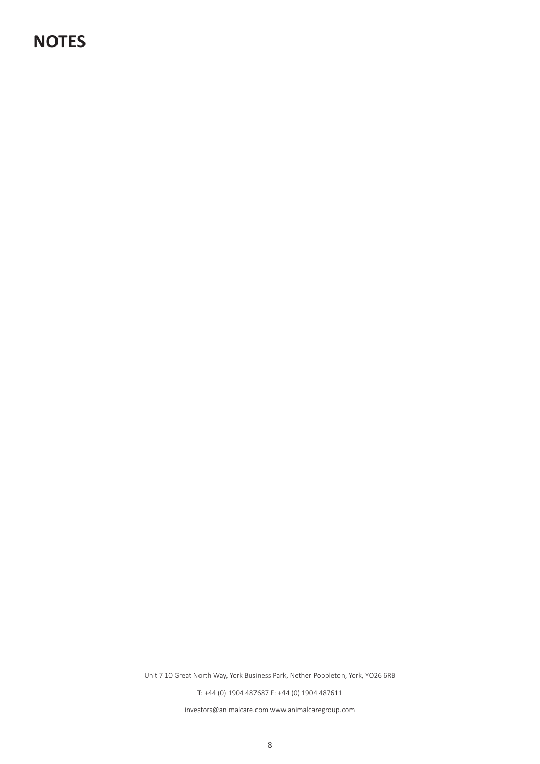# NOTES

Unit 7 10 Great North Way, York Business Park, Nether Poppleton, York, YO26 6RB

T: +44 (0) 1904 487687 F: +44 (0) 1904 487611

investors@animalcare.com www.animalcaregroup.com